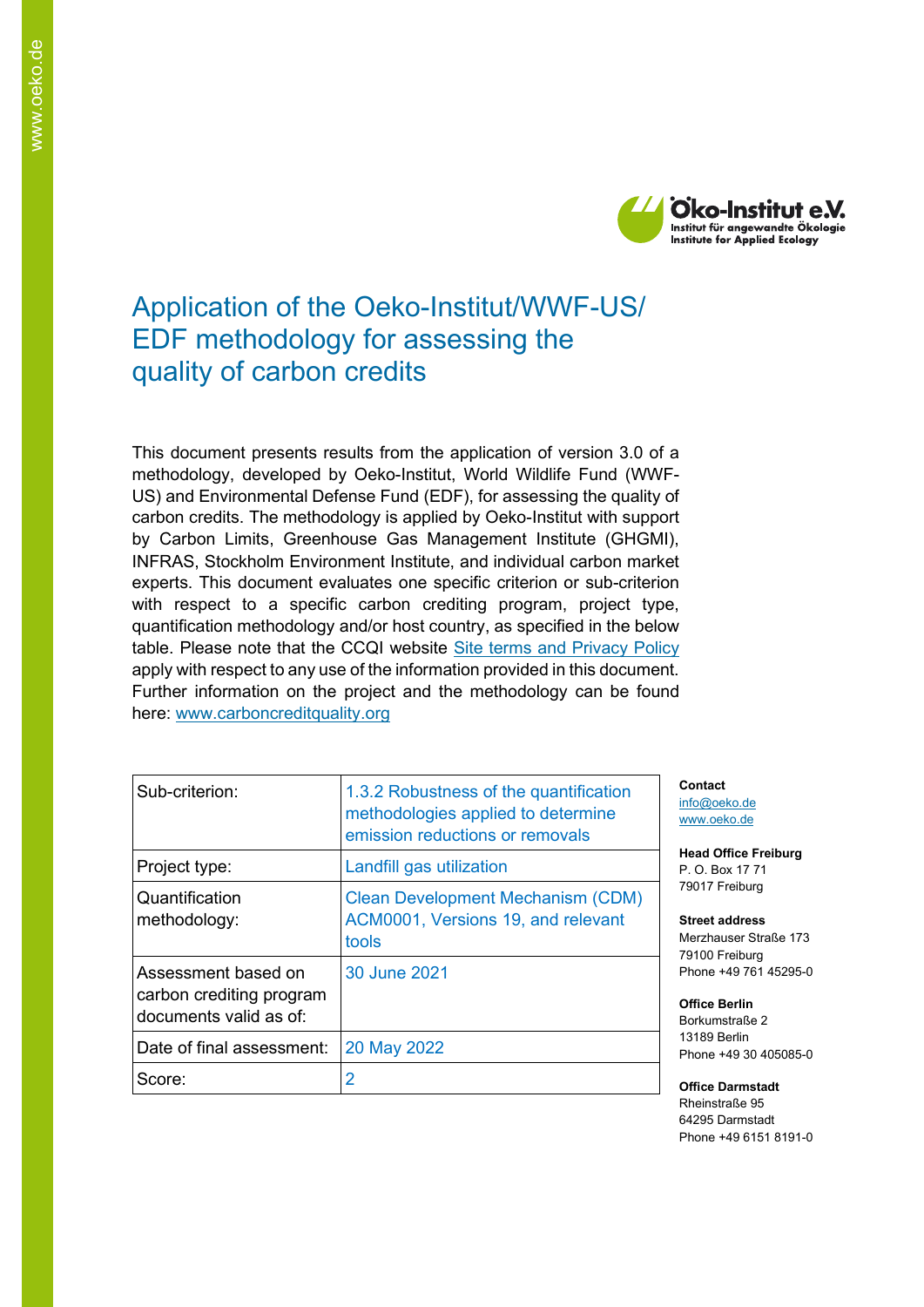# Application of the Oeko-Institut/WWF-US/ EDF methodology for assessing the quality of carbon credits

This document presents results from the application of version 3.0 of a methodology, developed by Oeko-Institut, World Wildlife Fund (WWF-US) and Environmental Defense Fund (EDF), for assessing the quality of carbon credits. The methodology is applied by Oeko-Institut with support by Carbon Limits, Greenhouse Gas Management Institute (GHGMI), INFRAS, Stockholm Environment Institute, and individual carbon market experts. This document evaluates one specific criterion or sub-criterion with respect to a specific carbon crediting program, project type, quantification methodology and/or host country, as specified in the below table. Please note that the CCQI website [Site terms and Privacy Policy] apply with respect to any use of the information provided in this document. Further information on the project and the methodology can be found here: www.carboncreditquality.org

| | |
|---|---|
| Sub-criterion: | 1.3.2 Robustness of the quantification methodologies applied to determine emission reductions or removals |
| Project type: | Landfill gas utilization |
| Quantification methodology: | Clean Development Mechanism (CDM) ACM0001, Versions 19, and relevant tools |
| Assessment based on carbon crediting program documents valid as of: | 30 June 2021 |
| Date of final assessment: | 20 May 2022 |
| Score: | 2 |

**Contact**
info@oeko.de
www.oeko.de

**Head Office Freiburg**
P. O. Box 17 71
79017 Freiburg

**Street address**
Merzhauser Straße 173
79100 Freiburg
Phone +49 761 45295-0

**Office Berlin**
Borkumstraße 2
13189 Berlin
Phone +49 30 405085-0

**Office Darmstadt**
Rheinstraße 95
64295 Darmstadt
Phone +49 6151 8191-0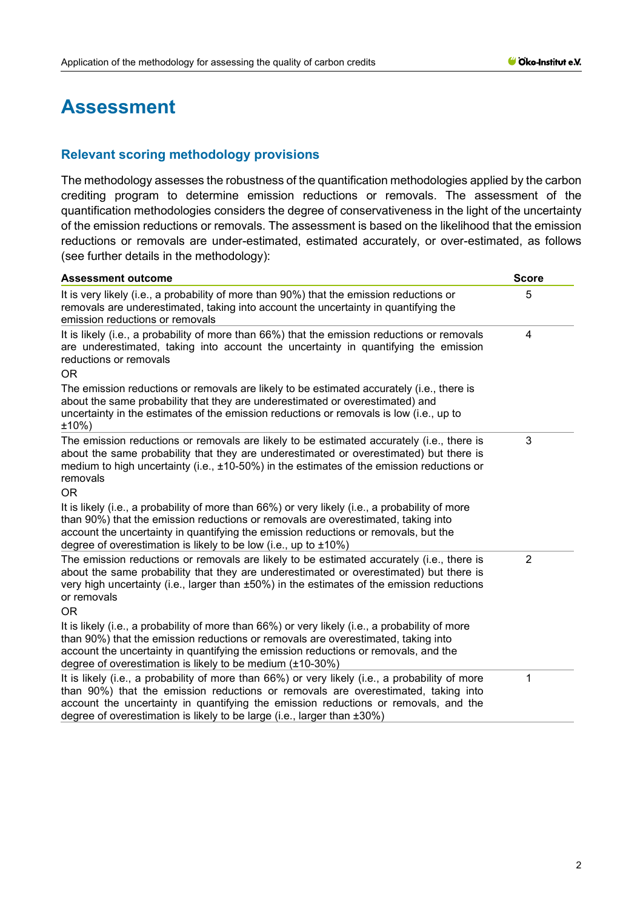# Assessment

## Relevant scoring methodology provisions

The methodology assesses the robustness of the quantification methodologies applied by the carbon crediting program to determine emission reductions or removals. The assessment of the quantification methodologies considers the degree of conservativeness in the light of the uncertainty of the emission reductions or removals. The assessment is based on the likelihood that the emission reductions or removals are under-estimated, estimated accurately, or over-estimated, as follows (see further details in the methodology):

| Assessment outcome | Score |
|---|---|
| It is very likely (i.e., a probability of more than 90%) that the emission reductions or removals are underestimated, taking into account the uncertainty in quantifying the emission reductions or removals | 5 |
| It is likely (i.e., a probability of more than 66%) that the emission reductions or removals are underestimated, taking into account the uncertainty in quantifying the emission reductions or removals<br>OR<br>The emission reductions or removals are likely to be estimated accurately (i.e., there is about the same probability that they are underestimated or overestimated) and uncertainty in the estimates of the emission reductions or removals is low (i.e., up to ±10%) | 4 |
| The emission reductions or removals are likely to be estimated accurately (i.e., there is about the same probability that they are underestimated or overestimated) but there is medium to high uncertainty (i.e., ±10-50%) in the estimates of the emission reductions or removals<br>OR<br>It is likely (i.e., a probability of more than 66%) or very likely (i.e., a probability of more than 90%) that the emission reductions or removals are overestimated, taking into account the uncertainty in quantifying the emission reductions or removals, but the degree of overestimation is likely to be low (i.e., up to ±10%) | 3 |
| The emission reductions or removals are likely to be estimated accurately (i.e., there is about the same probability that they are underestimated or overestimated) but there is very high uncertainty (i.e., larger than ±50%) in the estimates of the emission reductions or removals<br>OR<br>It is likely (i.e., a probability of more than 66%) or very likely (i.e., a probability of more than 90%) that the emission reductions or removals are overestimated, taking into account the uncertainty in quantifying the emission reductions or removals, and the degree of overestimation is likely to be medium (±10-30%) | 2 |
| It is likely (i.e., a probability of more than 66%) or very likely (i.e., a probability of more than 90%) that the emission reductions or removals are overestimated, taking into account the uncertainty in quantifying the emission reductions or removals, and the degree of overestimation is likely to be large (i.e., larger than ±30%) | 1 |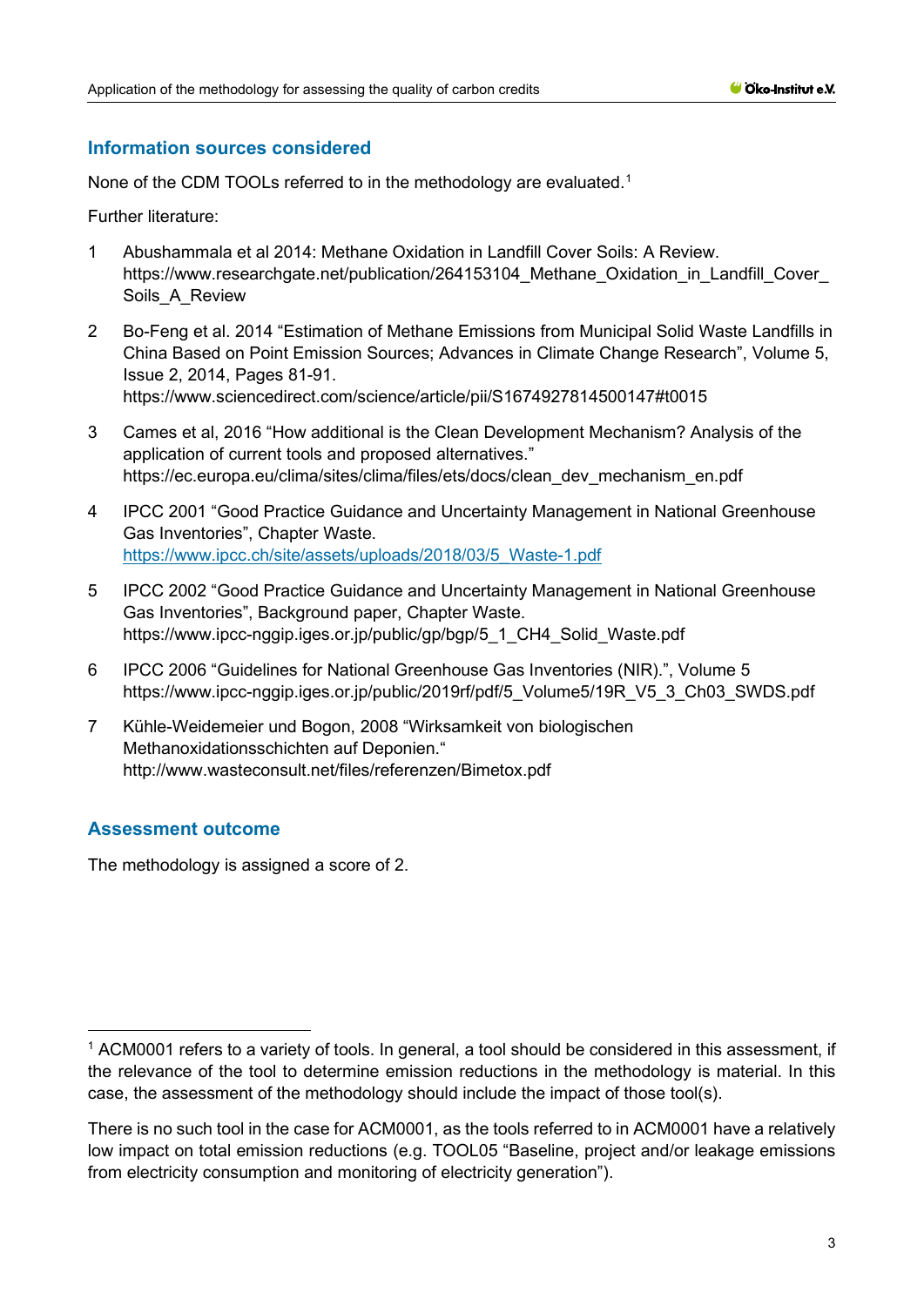## Information sources considered

None of the CDM TOOLs referred to in the methodology are evaluated.[1]

Further literature:

1. Abushammala et al 2014: Methane Oxidation in Landfill Cover Soils: A Review. https://www.researchgate.net/publication/264153104_Methane_Oxidation_in_Landfill_Cover_Soils_A_Review
2. Bo-Feng et al. 2014 "Estimation of Methane Emissions from Municipal Solid Waste Landfills in China Based on Point Emission Sources; Advances in Climate Change Research", Volume 5, Issue 2, 2014, Pages 81-91. https://www.sciencedirect.com/science/article/pii/S1674927814500147#t0015
3. Cames et al, 2016 "How additional is the Clean Development Mechanism? Analysis of the application of current tools and proposed alternatives." https://ec.europa.eu/clima/sites/clima/files/ets/docs/clean_dev_mechanism_en.pdf
4. IPCC 2001 "Good Practice Guidance and Uncertainty Management in National Greenhouse Gas Inventories", Chapter Waste. https://www.ipcc.ch/site/assets/uploads/2018/03/5_Waste-1.pdf
5. IPCC 2002 "Good Practice Guidance and Uncertainty Management in National Greenhouse Gas Inventories", Background paper, Chapter Waste. https://www.ipcc-nggip.iges.or.jp/public/gp/bgp/5_1_CH4_Solid_Waste.pdf
6. IPCC 2006 "Guidelines for National Greenhouse Gas Inventories (NIR).", Volume 5 https://www.ipcc-nggip.iges.or.jp/public/2019rf/pdf/5_Volume5/19R_V5_3_Ch03_SWDS.pdf
7. Kühle-Weidemeier und Bogon, 2008 "Wirksamkeit von biologischen Methanoxidationsschichten auf Deponien." http://www.wasteconsult.net/files/referenzen/Bimetox.pdf

## Assessment outcome

The methodology is assigned a score of 2.

[1] ACM0001 refers to a variety of tools. In general, a tool should be considered in this assessment, if the relevance of the tool to determine emission reductions in the methodology is material. In this case, the assessment of the methodology should include the impact of those tool(s).

There is no such tool in the case for ACM0001, as the tools referred to in ACM0001 have a relatively low impact on total emission reductions (e.g. TOOL05 "Baseline, project and/or leakage emissions from electricity consumption and monitoring of electricity generation").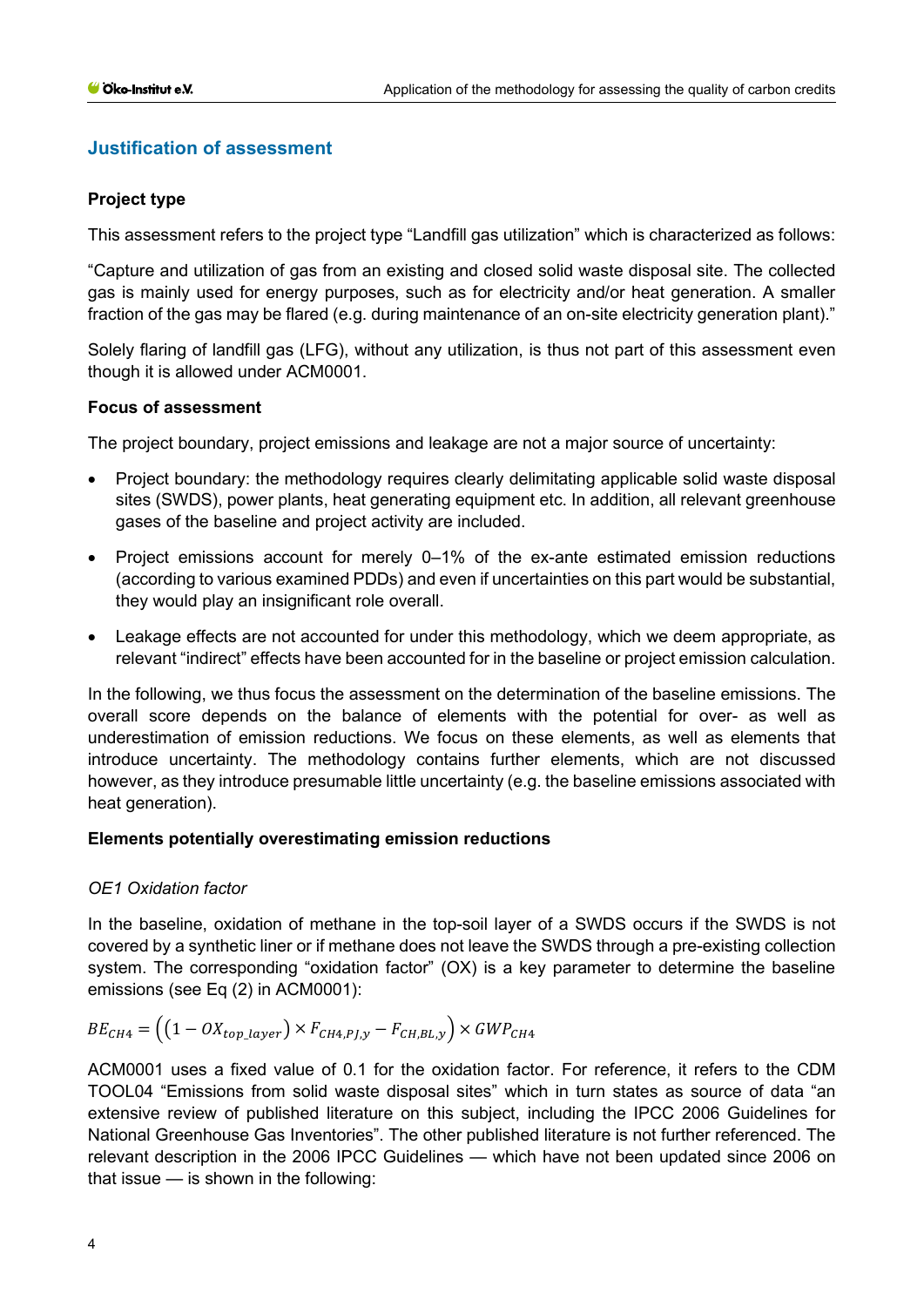## Justification of assessment

### Project type

This assessment refers to the project type "Landfill gas utilization" which is characterized as follows:

"Capture and utilization of gas from an existing and closed solid waste disposal site. The collected gas is mainly used for energy purposes, such as for electricity and/or heat generation. A smaller fraction of the gas may be flared (e.g. during maintenance of an on-site electricity generation plant)."

Solely flaring of landfill gas (LFG), without any utilization, is thus not part of this assessment even though it is allowed under ACM0001.

### Focus of assessment

The project boundary, project emissions and leakage are not a major source of uncertainty:

- Project boundary: the methodology requires clearly delimitating applicable solid waste disposal sites (SWDS), power plants, heat generating equipment etc. In addition, all relevant greenhouse gases of the baseline and project activity are included.
- Project emissions account for merely 0–1% of the ex-ante estimated emission reductions (according to various examined PDDs) and even if uncertainties on this part would be substantial, they would play an insignificant role overall.
- Leakage effects are not accounted for under this methodology, which we deem appropriate, as relevant "indirect" effects have been accounted for in the baseline or project emission calculation.

In the following, we thus focus the assessment on the determination of the baseline emissions. The overall score depends on the balance of elements with the potential for over- as well as underestimation of emission reductions, as well as elements that introduce uncertainty. The methodology contains further elements, which are not discussed however, as they introduce presumable little uncertainty (e.g. the baseline emissions associated with heat generation).

### Elements potentially overestimating emission reductions

*OE1 Oxidation factor*

In the baseline, oxidation of methane in the top-soil layer of a SWDS occurs if the SWDS is not covered by a synthetic liner or if methane does not leave the SWDS through a pre-existing collection system. The corresponding "oxidation factor" (OX) is a key parameter to determine the baseline emissions (see Eq (2) in ACM0001):

$$BE_{CH4} = \left(\left(1 - OX_{top\_layer}\right) \times F_{CH4,PJ,y} - F_{CH,BL,y}\right) \times GWP_{CH4}$$

ACM0001 uses a fixed value of 0.1 for the oxidation factor. For reference, it refers to the CDM TOOL04 "Emissions from solid waste disposal sites" which in turn states as source of data "an extensive review of published literature on this subject, including the IPCC 2006 Guidelines for National Greenhouse Gas Inventories". The other published literature is not further referenced. The relevant description in the 2006 IPCC Guidelines — which have not been updated since 2006 on that issue — is shown in the following: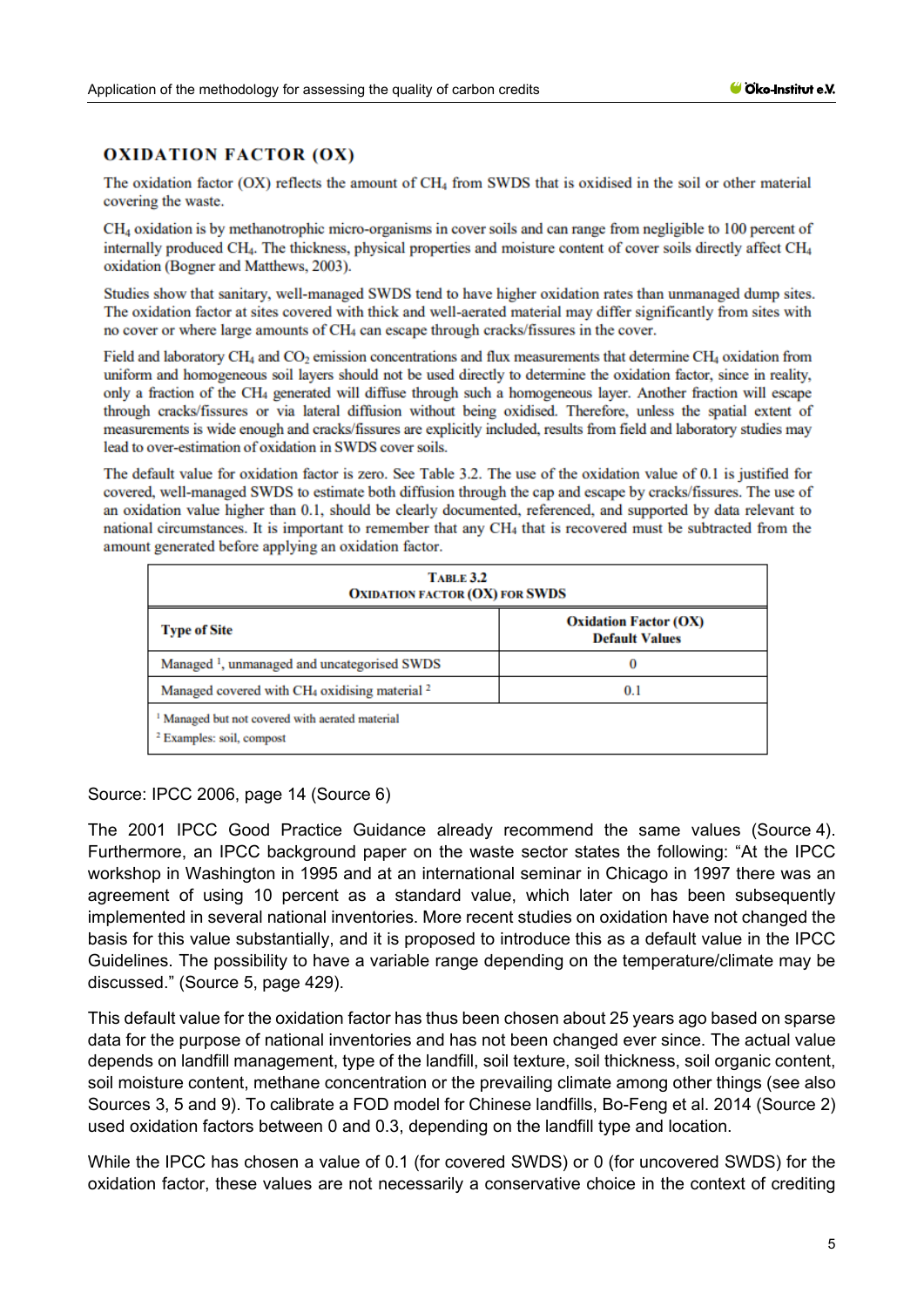### OXIDATION FACTOR (OX)

The oxidation factor (OX) reflects the amount of $CH_4$ from SWDS that is oxidised in the soil or other material covering the waste.

$CH_4$ oxidation is by methanotrophic micro-organisms in cover soils and can range from negligible to 100 percent of internally produced $CH_4$. The thickness, physical properties and moisture content of cover soils directly affect $CH_4$ oxidation (Bogner and Matthews, 2003).

Studies show that sanitary, well-managed SWDS tend to have higher oxidation rates than unmanaged dump sites. The oxidation factor at sites covered with thick and well-aerated material may differ significantly from sites with no cover or where large amounts of $CH_4$ can escape through cracks/fissures in the cover.

Field and laboratory $CH_4$ and $CO_2$ emission concentrations and flux measurements that determine $CH_4$ oxidation from uniform and homogeneous soil layers should not be used directly to determine the oxidation factor, since in reality, only a fraction of the $CH_4$ generated will diffuse through such a homogeneous layer. Another fraction will escape through cracks/fissures or via lateral diffusion without being oxidised. Therefore, unless the spatial extent of measurements is wide enough and cracks/fissures are explicitly included, results from field and laboratory studies may lead to over-estimation of oxidation in SWDS cover soils.

The default value for oxidation factor is zero. See Table 3.2. The use of the oxidation value of 0.1 is justified for covered, well-managed SWDS to estimate both diffusion through the cap and escape by cracks/fissures. The use of an oxidation value higher than 0.1, should be clearly documented, referenced, and supported by data relevant to national circumstances. It is important to remember that any $CH_4$ that is recovered must be subtracted from the amount generated before applying an oxidation factor.

**TABLE 3.2**
**OXIDATION FACTOR (OX) FOR SWDS**

| Type of Site | Oxidation Factor (OX) Default Values |
|---|---|
| Managed [1], unmanaged and uncategorised SWDS | 0 |
| Managed covered with $CH_4$ oxidising material [2] | 0.1 |

[1] Managed but not covered with aerated material
[2] Examples: soil, compost

Source: IPCC 2006, page 14 (Source 6)

The 2001 IPCC Good Practice Guidance already recommend the same values (Source 4). Furthermore, an IPCC background paper on the waste sector states the following: “At the IPCC workshop in Washington in 1995 and at an international seminar in Chicago in 1997 there was an agreement of using 10 percent as a standard value, which later on has been subsequently implemented in several national inventories. More recent studies on oxidation have not changed the basis for this value substantially, and it is proposed to introduce this as a default value in the IPCC Guidelines. The possibility to have a variable range depending on the temperature/climate may be discussed.” (Source 5, page 429).

This default value for the oxidation factor has thus been chosen about 25 years ago based on sparse data for the purpose of national inventories and has not been changed ever since. The actual value depends on landfill management, type of the landfill, soil texture, soil thickness, soil organic content, soil moisture content, methane concentration or the prevailing climate among other things (see also Sources 3, 5 and 9). To calibrate a FOD model for Chinese landfills, Bo-Feng et al. 2014 (Source 2) used oxidation factors between 0 and 0.3, depending on the landfill type and location.

While the IPCC has chosen a value of 0.1 (for covered SWDS) or 0 (for uncovered SWDS) for the oxidation factor, these values are not necessarily a conservative choice in the context of crediting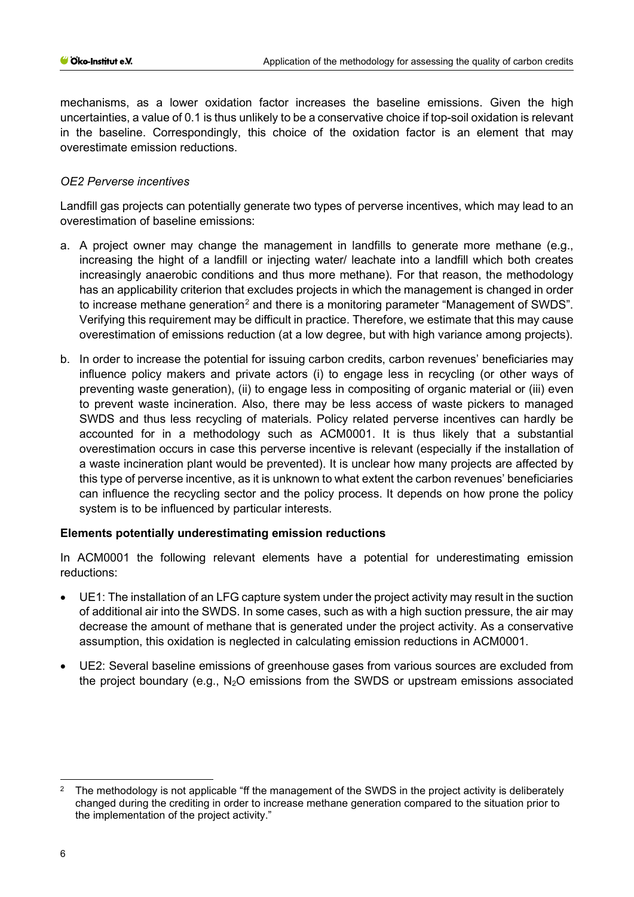mechanisms, as a lower oxidation factor increases the baseline emissions. Given the high uncertainties, a value of 0.1 is thus unlikely to be a conservative choice if top-soil oxidation is relevant in the baseline. Correspondingly, this choice of the oxidation factor is an element that may overestimate emission reductions.

*OE2 Perverse incentives*

Landfill gas projects can potentially generate two types of perverse incentives, which may lead to an overestimation of baseline emissions:

a. A project owner may change the management in landfills to generate more methane (e.g., increasing the hight of a landfill or injecting water/ leachate into a landfill which both creates increasingly anaerobic conditions and thus more methane). For that reason, the methodology has an applicability criterion that excludes projects in which the management is changed in order to increase methane generation[2] and there is a monitoring parameter "Management of SWDS". Verifying this requirement may be difficult in practice. Therefore, we estimate that this may cause overestimation of emissions reduction (at a low degree, but with high variance among projects).

b. In order to increase the potential for issuing carbon credits, carbon revenues' beneficiaries may influence policy makers and private actors (i) to engage less in recycling (or other ways of preventing waste generation), (ii) to engage less in compositing of organic material or (iii) even to prevent waste incineration. Also, there may be less access of waste pickers to managed SWDS and thus less recycling of materials. Policy related perverse incentives can hardly be accounted for in a methodology such as ACM0001. It is thus likely that a substantial overestimation occurs in case this perverse incentive is relevant (especially if the installation of a waste incineration plant would be prevented). It is unclear how many projects are affected by this type of perverse incentive, as it is unknown to what extent the carbon revenues' beneficiaries can influence the recycling sector and the policy process. It depends on how prone the policy system is to be influenced by particular interests.

**Elements potentially underestimating emission reductions**

In ACM0001 the following relevant elements have a potential for underestimating emission reductions:

- UE1: The installation of an LFG capture system under the project activity may result in the suction of additional air into the SWDS. In some cases, such as with a high suction pressure, the air may decrease the amount of methane that is generated under the project activity. As a conservative assumption, this oxidation is neglected in calculating emission reductions in ACM0001.
- UE2: Several baseline emissions of greenhouse gases from various sources are excluded from the project boundary (e.g., $N_2O$ emissions from the SWDS or upstream emissions associated

---

[2] The methodology is not applicable "ff the management of the SWDS in the project activity is deliberately changed during the crediting in order to increase methane generation compared to the situation prior to the implementation of the project activity."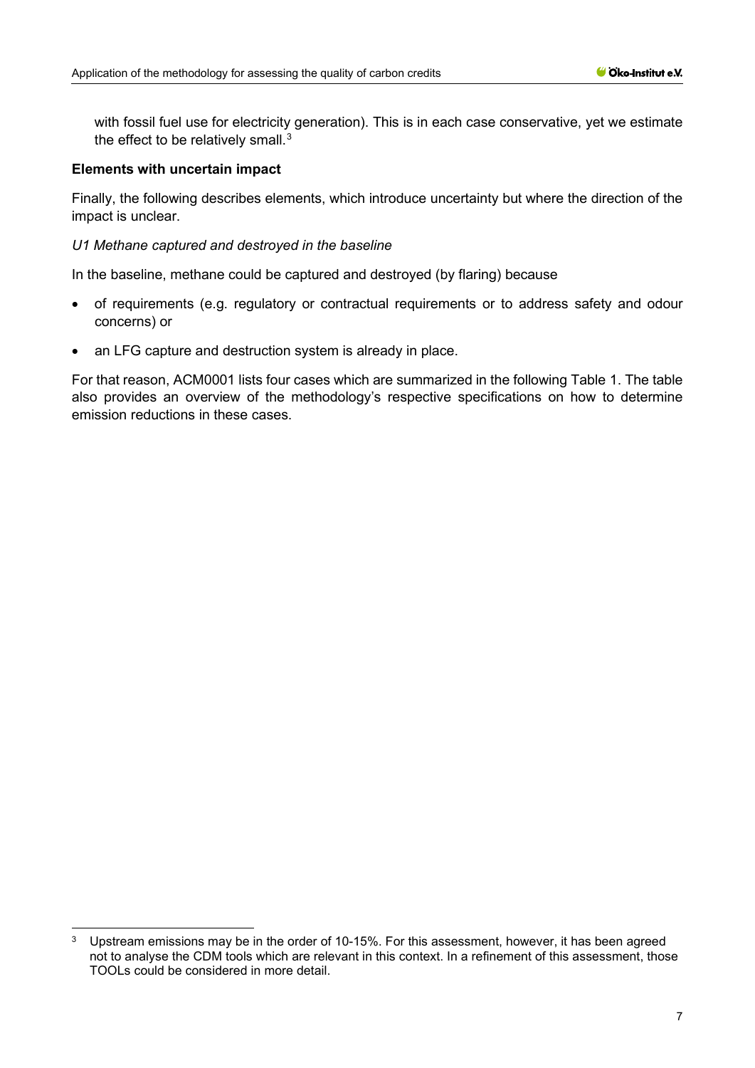with fossil fuel use for electricity generation). This is in each case conservative, yet we estimate the effect to be relatively small.[3]

**Elements with uncertain impact**

Finally, the following describes elements, which introduce uncertainty but where the direction of the impact is unclear.

*U1 Methane captured and destroyed in the baseline*

In the baseline, methane could be captured and destroyed (by flaring) because

- of requirements (e.g. regulatory or contractual requirements or to address safety and odour concerns) or
- an LFG capture and destruction system is already in place.

For that reason, ACM0001 lists four cases which are summarized in the following Table 1. The table also provides an overview of the methodology's respective specifications on how to determine emission reductions in these cases.

[3] Upstream emissions may be in the order of 10-15%. For this assessment, however, it has been agreed not to analyse the CDM tools which are relevant in this context. In a refinement of this assessment, those TOOLs could be considered in more detail.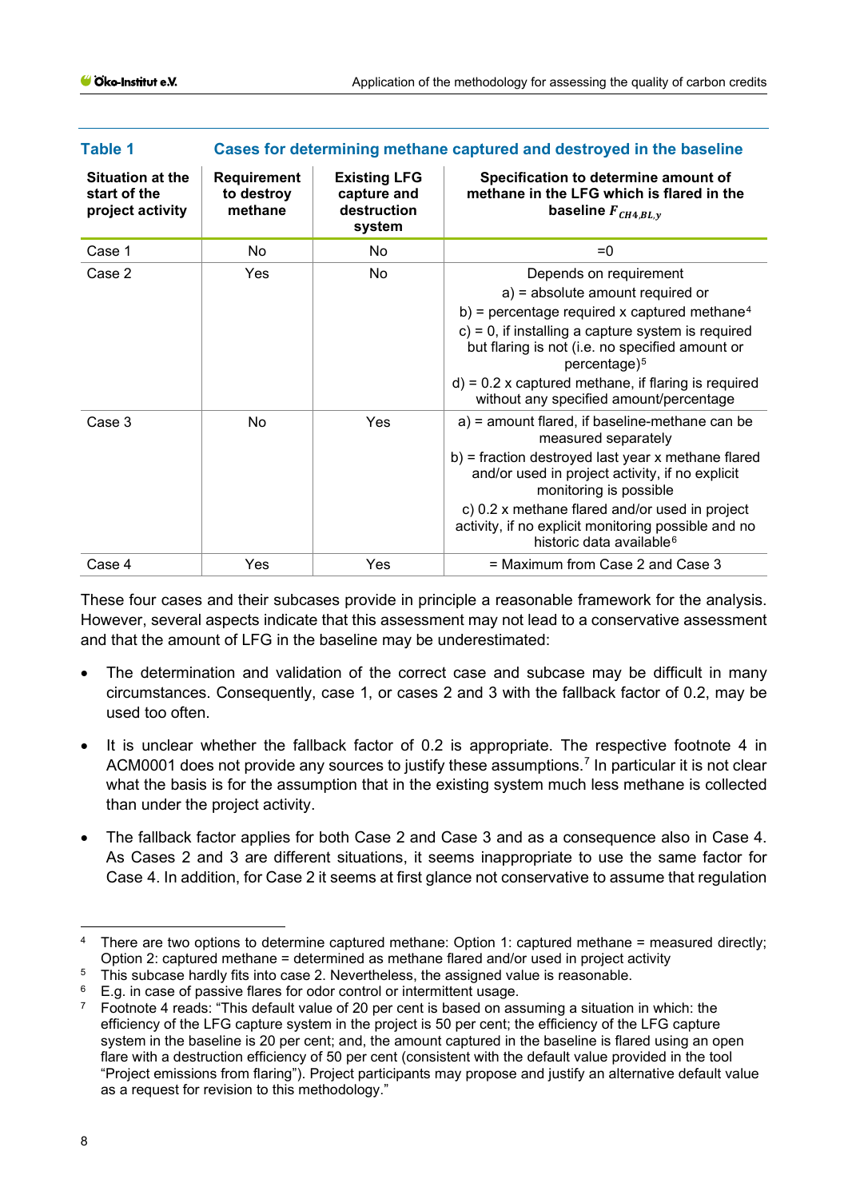**Table 1 Cases for determining methane captured and destroyed in the baseline**

| Situation at the start of the project activity | Requirement to destroy methane | Existing LFG capture and destruction system | Specification to determine amount of methane in the LFG which is flared in the baseline $F_{CH4,BL,y}$ |
|---|---|---|---|
| Case 1 | No | No | =0 |
| Case 2 | Yes | No | Depends on requirement<br>a) = absolute amount required or<br>b) = percentage required x captured methane[4]<br>c) = 0, if installing a capture system is required but flaring is not (i.e. no specified amount or percentage)[5]<br>d) = 0.2 x captured methane, if flaring is required without any specified amount/percentage |
| Case 3 | No | Yes | a) = amount flared, if baseline-methane can be measured separately<br>b) = fraction destroyed last year x methane flared and/or used in project activity, if no explicit monitoring is possible<br>c) 0.2 x methane flared and/or used in project activity, if no explicit monitoring possible and no historic data available[6] |
| Case 4 | Yes | Yes | = Maximum from Case 2 and Case 3 |

These four cases and their subcases provide in principle a reasonable framework for the analysis. However, several aspects indicate that this assessment may not lead to a conservative assessment and that the amount of LFG in the baseline may be underestimated:

- The determination and validation of the correct case and subcase may be difficult in many circumstances. Consequently, case 1, or cases 2 and 3 with the fallback factor of 0.2, may be used too often.
- It is unclear whether the fallback factor of 0.2 is appropriate. The respective footnote 4 in ACM0001 does not provide any sources to justify these assumptions.[7] In particular it is not clear what the basis is for the assumption that in the existing system much less methane is collected than under the project activity.
- The fallback factor applies for both Case 2 and Case 3 and as a consequence also in Case 4. As Cases 2 and 3 are different situations, it seems inappropriate to use the same factor for Case 4. In addition, for Case 2 it seems at first glance not conservative to assume that regulation

---

[4] There are two options to determine captured methane: Option 1: captured methane = measured directly; Option 2: captured methane = determined as methane flared and/or used in project activity

[5] This subcase hardly fits into case 2. Nevertheless, the assigned value is reasonable.

[6] E.g. in case of passive flares for odor control or intermittent usage.

[7] Footnote 4 reads: "This default value of 20 per cent is based on assuming a situation in which: the efficiency of the LFG capture system in the project is 50 per cent; the efficiency of the LFG capture system in the baseline is 20 per cent; and, the amount captured in the baseline is flared using an open flare with a destruction efficiency of 50 per cent (consistent with the default value provided in the tool "Project emissions from flaring"). Project participants may propose and justify an alternative default value as a request for revision to this methodology."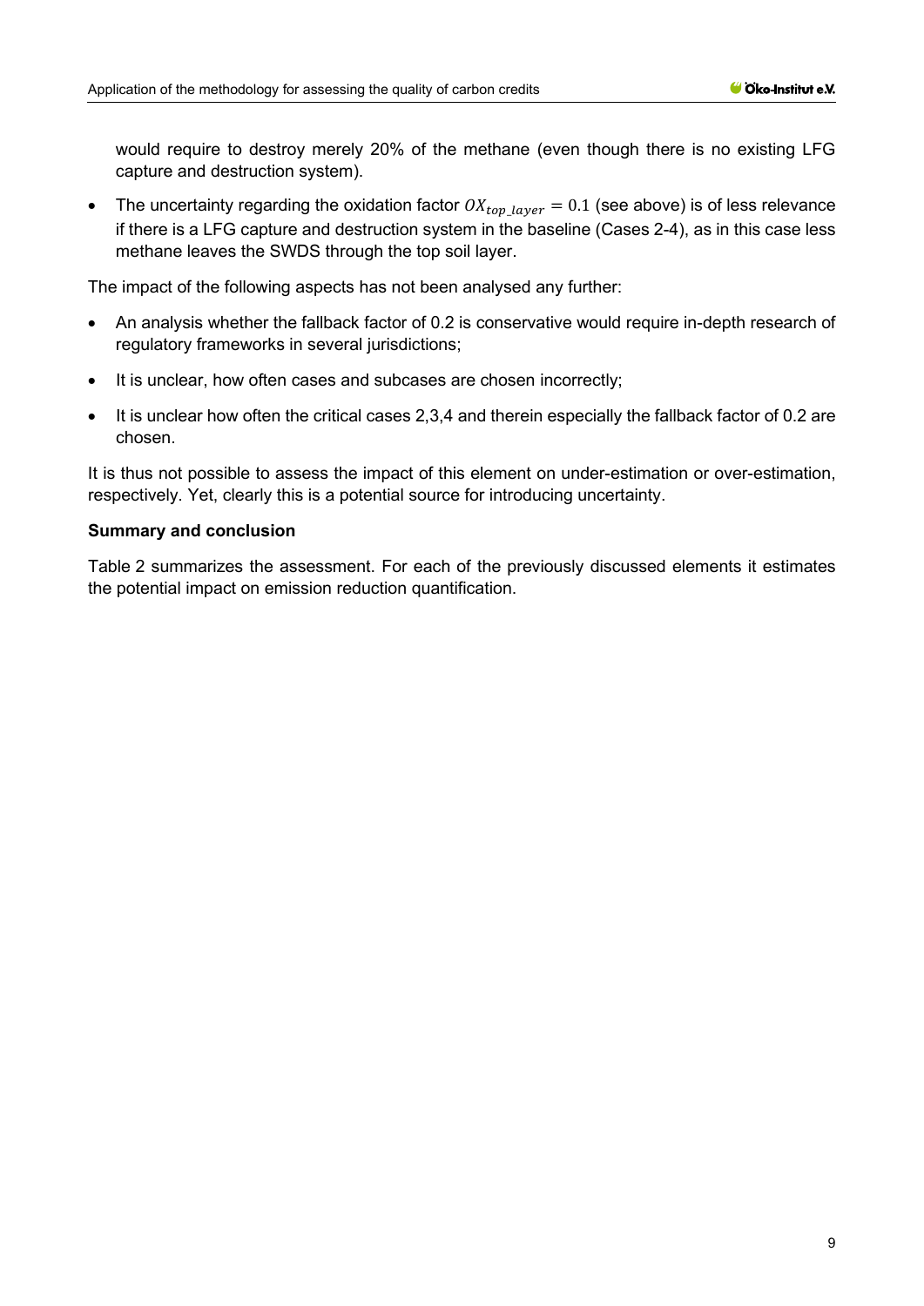would require to destroy merely 20% of the methane (even though there is no existing LFG capture and destruction system).

- The uncertainty regarding the oxidation factor $OX_{top\_layer} = 0.1$ (see above) is of less relevance if there is a LFG capture and destruction system in the baseline (Cases 2-4), as in this case less methane leaves the SWDS through the top soil layer.

The impact of the following aspects has not been analysed any further:

- An analysis whether the fallback factor of 0.2 is conservative would require in-depth research of regulatory frameworks in several jurisdictions;
- It is unclear, how often cases and subcases are chosen incorrectly;
- It is unclear how often the critical cases 2,3,4 and therein especially the fallback factor of 0.2 are chosen.

It is thus not possible to assess the impact of this element on under-estimation or over-estimation, respectively. Yet, clearly this is a potential source for introducing uncertainty.

**Summary and conclusion**

Table 2 summarizes the assessment. For each of the previously discussed elements it estimates the potential impact on emission reduction quantification.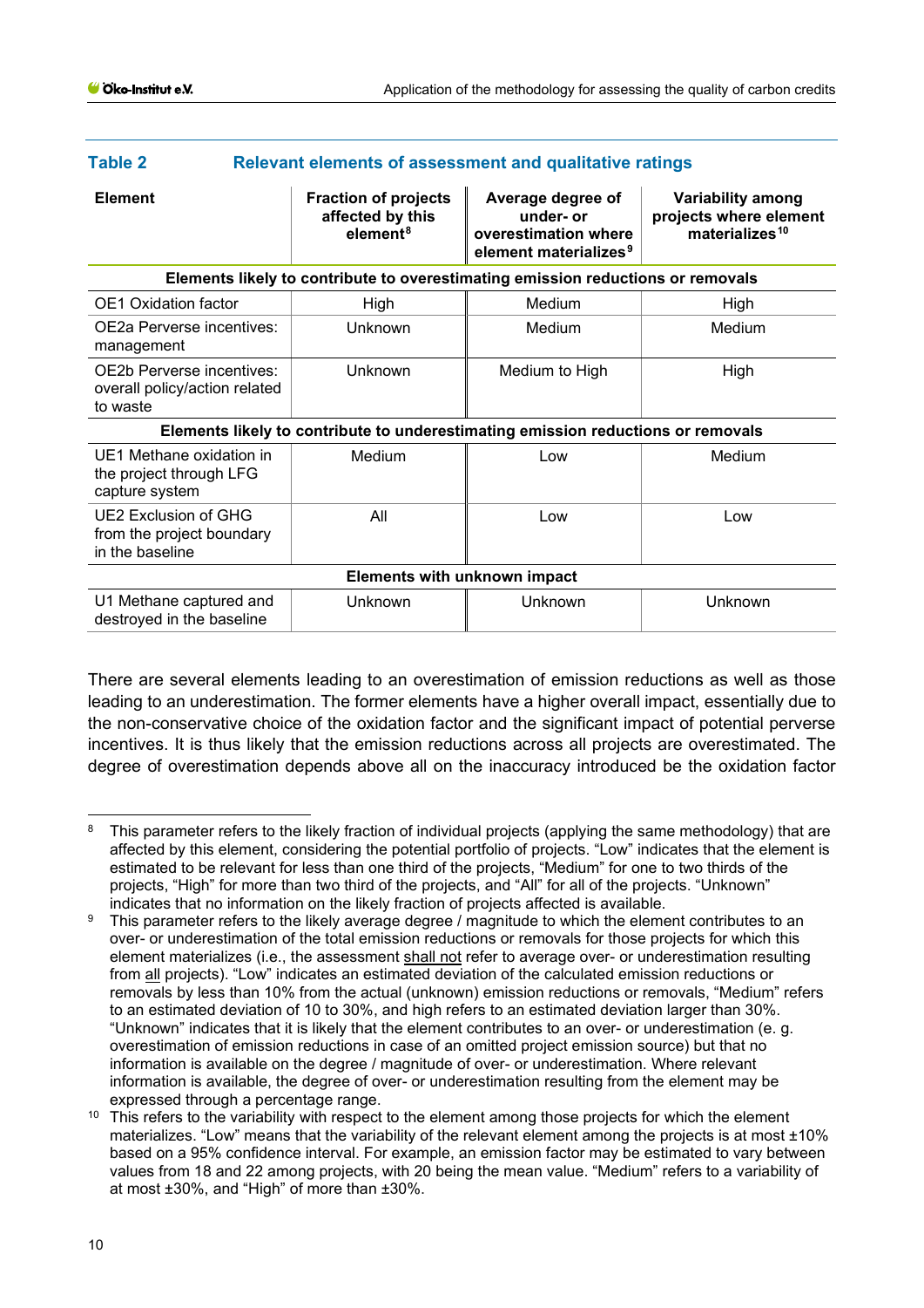**Table 2 Relevant elements of assessment and qualitative ratings**

| Element | Fraction of projects affected by this element[8] | Average degree of under- or overestimation where element materializes[9] | Variability among projects where element materializes[10] |
|---|---|---|---|
| **Elements likely to contribute to overestimating emission reductions or removals** | | | |
| OE1 Oxidation factor | High | Medium | High |
| OE2a Perverse incentives: management | Unknown | Medium | Medium |
| OE2b Perverse incentives: overall policy/action related to waste | Unknown | Medium to High | High |
| **Elements likely to contribute to underestimating emission reductions or removals** | | | |
| UE1 Methane oxidation in the project through LFG capture system | Medium | Low | Medium |
| UE2 Exclusion of GHG from the project boundary in the baseline | All | Low | Low |
| **Elements with unknown impact** | | | |
| U1 Methane captured and destroyed in the baseline | Unknown | Unknown | Unknown |

There are several elements leading to an overestimation of emission reductions as well as those leading to an underestimation. The former elements have a higher overall impact, essentially due to the non-conservative choice of the oxidation factor and the significant impact of potential perverse incentives. It is thus likely that the emission reductions across all projects are overestimated. The degree of overestimation depends above all on the inaccuracy introduced be the oxidation factor

---

[8] This parameter refers to the likely fraction of individual projects (applying the same methodology) that are affected by this element, considering the potential portfolio of projects. "Low" indicates that the element is estimated to be relevant for less than one third of the projects, "Medium" for one to two thirds of the projects, "High" for more than two third of the projects, and "All" for all of the projects. "Unknown" indicates that no information on the likely fraction of projects affected is available.

[9] This parameter refers to the likely average degree / magnitude to which the element contributes to an over- or underestimation of the total emission reductions or removals for those projects for which this element materializes (i.e., the assessment shall not refer to average over- or underestimation resulting from all projects). "Low" indicates an estimated deviation of the calculated emission reductions or removals by less than 10% from the actual (unknown) emission reductions or removals, "Medium" refers to an estimated deviation of 10 to 30%, and high refers to an estimated deviation larger than 30%. "Unknown" indicates that it is likely that the element contributes to an over- or underestimation (e. g. overestimation of emission reductions in case of an omitted project emission source) but that no information is available on the degree / magnitude of over- or underestimation. Where relevant information is available, the degree of over- or underestimation resulting from the element may be expressed through a percentage range.

[10] This refers to the variability with respect to the element among those projects for which the element materializes. "Low" means that the variability of the relevant element among the projects is at most ±10% based on a 95% confidence interval. For example, an emission factor may be estimated to vary between values from 18 and 22 among projects, with 20 being the mean value. "Medium" refers to a variability of at most ±30%, and "High" of more than ±30%.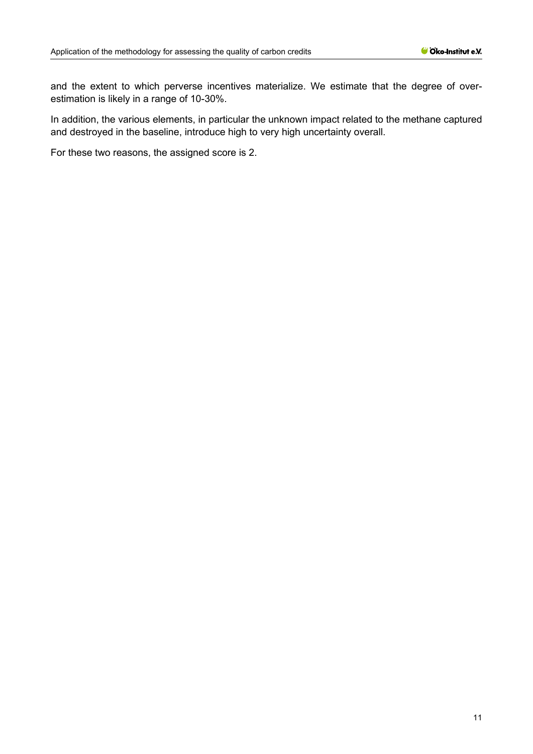and the extent to which perverse incentives materialize. We estimate that the degree of over-estimation is likely in a range of 10-30%.

In addition, the various elements, in particular the unknown impact related to the methane captured and destroyed in the baseline, introduce high to very high uncertainty overall.

For these two reasons, the assigned score is 2.